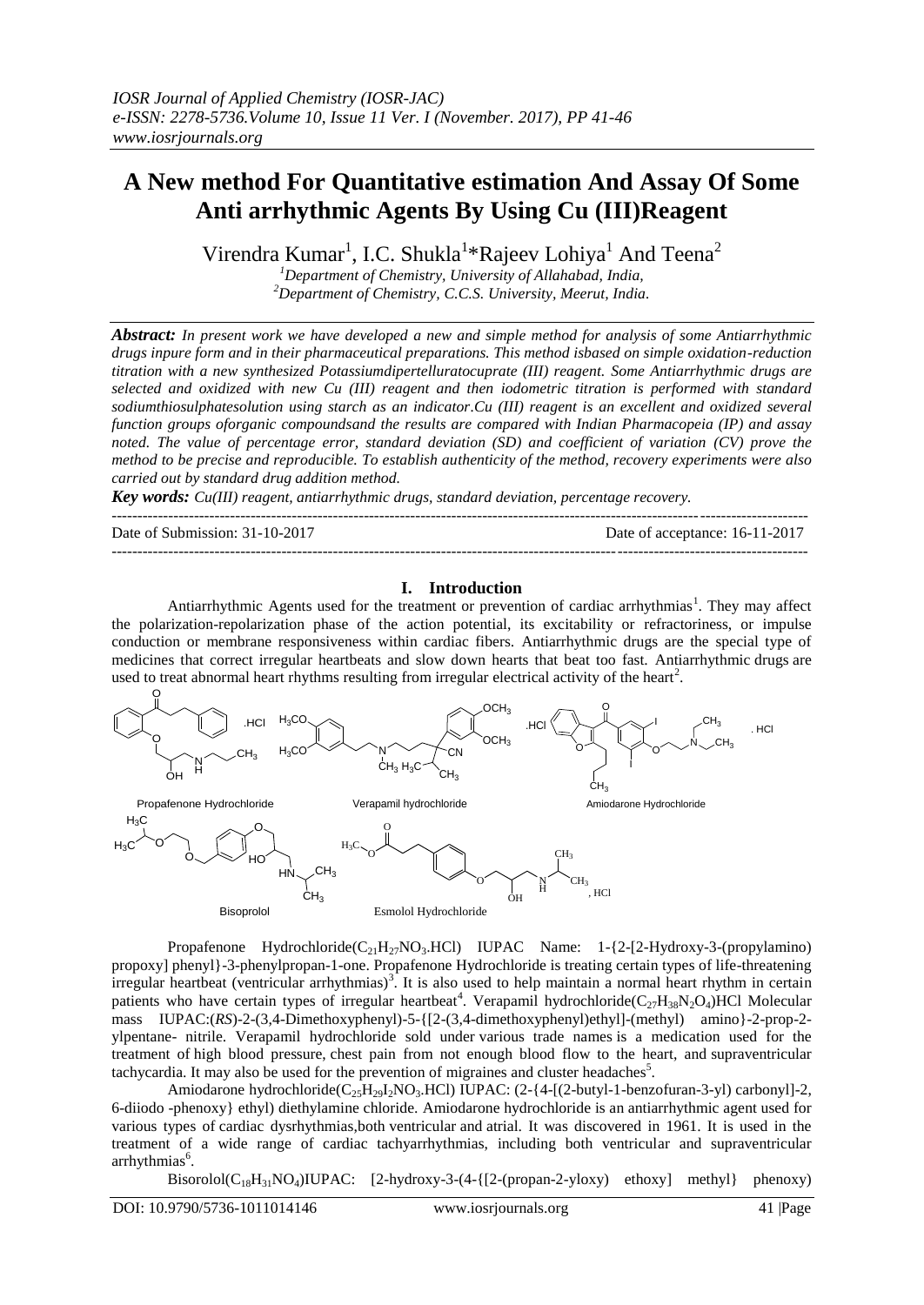*IOSR Journal of Applied Chemistry (IOSR-JAC)*
*e-ISSN: 2278-5736.Volume 10, Issue 11 Ver. I (November. 2017), PP 41-46*
*www.iosrjournals.org*

# A New method For Quantitative estimation And Assay Of Some Anti arrhythmic Agents By Using Cu (III)Reagent

Virendra Kumar[1], I.C. Shukla[1]*Rajeev Lohiya[1] And Teena[2]

[1]*Department of Chemistry, University of Allahabad, India,*
[2]*Department of Chemistry, C.C.S. University, Meerut, India.*

***Abstract:*** *In present work we have developed a new and simple method for analysis of some Antiarrhythmic drugs inpure form and in their pharmaceutical preparations. This method isbased on simple oxidation-reduction titration with a new synthesized Potassiumdipertelluratocuprate (III) reagent. Some Antiarrhythmic drugs are selected and oxidized with new Cu (III) reagent and then iodometric titration is performed with standard sodiumthiosulphatesolution using starch as an indicator.Cu (III) reagent is an excellent and oxidized several function groups oforganic compoundsand the results are compared with Indian Pharmacopeia (IP) and assay noted. The value of percentage error, standard deviation (SD) and coefficient of variation (CV) prove the method to be precise and reproducible. To establish authenticity of the method, recovery experiments were also carried out by standard drug addition method.*

***Key words:*** *Cu(III) reagent, antiarrhythmic drugs, standard deviation, percentage recovery.*

---

Date of Submission: 31-10-2017 Date of acceptance: 16-11-2017

---

## I. Introduction

Antiarrhythmic Agents used for the treatment or prevention of cardiac arrhythmias[1]. They may affect the polarization-repolarization phase of the action potential, its excitability or refractoriness, or impulse conduction or membrane responsiveness within cardiac fibers. Antiarrhythmic drugs are the special type of medicines that correct irregular heartbeats and slow down hearts that beat too fast. Antiarrhythmic drugs are used to treat abnormal heart rhythms resulting from irregular electrical activity of the heart[2].

Propafenone Hydrochloride Verapamil hydrochloride Amiodarone Hydrochloride

Bisoprolol Esmolol Hydrochloride

Propafenone Hydrochloride($C_{21}H_{27}NO_3$.HCl) IUPAC Name: 1-{2-[2-Hydroxy-3-(propylamino) propoxy] phenyl}-3-phenylpropan-1-one. Propafenone Hydrochloride is treating certain types of life-threatening irregular heartbeat (ventricular arrhythmias)[3]. It is also used to help maintain a normal heart rhythm in certain patients who have certain types of irregular heartbeat[4]. Verapamil hydrochloride($C_{27}H_{38}N_2O_4$)HCl Molecular mass IUPAC:(*RS*)-2-(3,4-Dimethoxyphenyl)-5-{[2-(3,4-dimethoxyphenyl)ethyl]-(methyl) amino}-2-prop-2-ylpentane- nitrile. Verapamil hydrochloride sold under various trade names is a medication used for the treatment of high blood pressure, chest pain from not enough blood flow to the heart, and supraventricular tachycardia. It may also be used for the prevention of migraines and cluster headaches[5].

Amiodarone hydrochloride($C_{25}H_{29}I_2NO_3$.HCl) IUPAC: (2-{4-[(2-butyl-1-benzofuran-3-yl) carbonyl]-2, 6-diiodo -phenoxy} ethyl) diethylamine chloride. Amiodarone hydrochloride is an antiarrhythmic agent used for various types of cardiac dysrhythmias,both ventricular and atrial. It was discovered in 1961. It is used in the treatment of a wide range of cardiac tachyarrhythmias, including both ventricular and supraventricular arrhythmias[6].

Bisorolol($C_{18}H_{31}NO_4$)IUPAC: [2-hydroxy-3-(4-{[2-(propan-2-yloxy) ethoxy] methyl} phenoxy)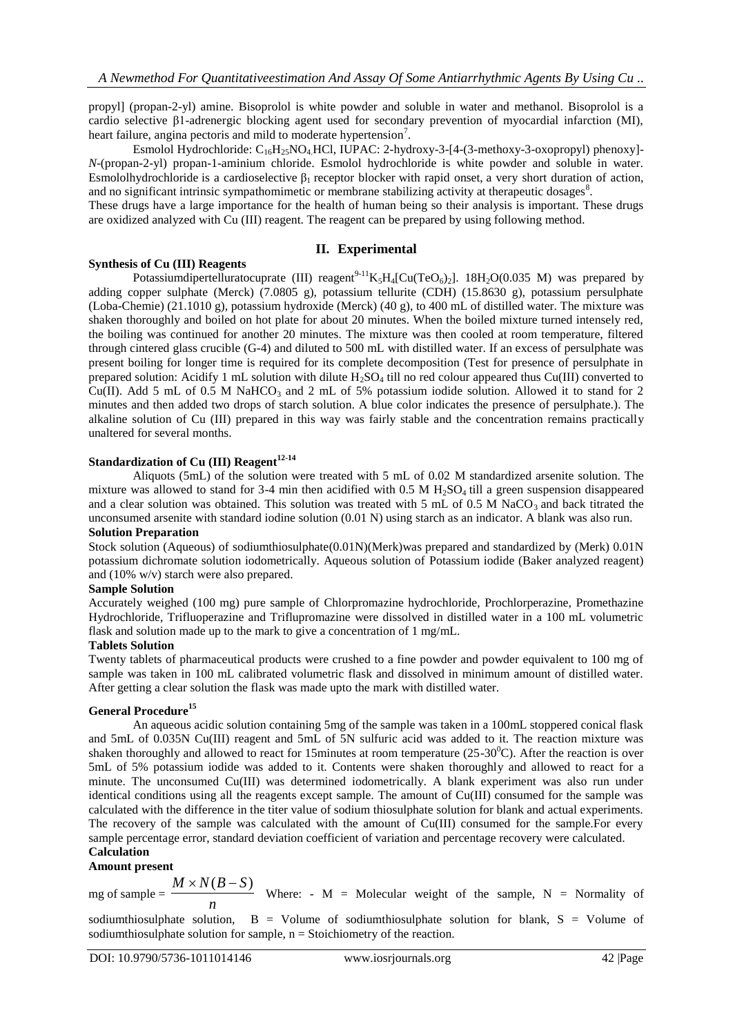propyl] (propan-2-yl) amine. Bisoprolol is white powder and soluble in water and methanol. Bisoprolol is a cardio selective β1-adrenergic blocking agent used for secondary prevention of myocardial infarction (MI), heart failure, angina pectoris and mild to moderate hypertension[7].

Esmolol Hydrochloride: $C_{16}H_{25}NO_4$.HCl, IUPAC: 2-hydroxy-3-[4-(3-methoxy-3-oxopropyl) phenoxy]-*N*-(propan-2-yl) propan-1-aminium chloride. Esmolol hydrochloride is white powder and soluble in water. Esmololhydrochloride is a cardioselective $\beta_1$ receptor blocker with rapid onset, a very short duration of action, and no significant intrinsic sympathomimetic or membrane stabilizing activity at therapeutic dosages[8].

These drugs have a large importance for the health of human being so their analysis is important. These drugs are oxidized analyzed with Cu (III) reagent. The reagent can be prepared by using following method.

## II. Experimental

### Synthesis of Cu (III) Reagents

Potassiumdipertelluratocuprate (III) reagent[9-11] $K_5H_4[Cu(TeO_6)_2]$. $18H_2O$(0.035 M) was prepared by adding copper sulphate (Merck) (7.0805 g), potassium tellurite (CDH) (15.8630 g), potassium persulphate (Loba-Chemie) (21.1010 g), potassium hydroxide (Merck) (40 g), to 400 mL of distilled water. The mixture was shaken thoroughly and boiled on hot plate for about 20 minutes. When the boiled mixture turned intensely red, the boiling was continued for another 20 minutes. The mixture was then cooled at room temperature, filtered through cintered glass crucible (G-4) and diluted to 500 mL with distilled water. If an excess of persulphate was present boiling for longer time is required for its complete decomposition (Test for presence of persulphate in prepared solution: Acidify 1 mL solution with dilute $H_2SO_4$ till no red colour appeared thus Cu(III) converted to Cu(II). Add 5 mL of 0.5 M $NaHCO_3$ and 2 mL of 5% potassium iodide solution. Allowed it to stand for 2 minutes and then added two drops of starch solution. A blue color indicates the presence of persulphate.). The alkaline solution of Cu (III) prepared in this way was fairly stable and the concentration remains practically unaltered for several months.

### Standardization of Cu (III) Reagent[12-14]

Aliquots (5mL) of the solution were treated with 5 mL of 0.02 M standardized arsenite solution. The mixture was allowed to stand for 3-4 min then acidified with 0.5 M $H_2SO_4$ till a green suspension disappeared and a clear solution was obtained. This solution was treated with 5 mL of 0.5 M $NaCO_3$ and back titrated the unconsumed arsenite with standard iodine solution (0.01 N) using starch as an indicator. A blank was also run.

### Solution Preparation

Stock solution (Aqueous) of sodiumthiosulphate(0.01N)(Merk)was prepared and standardized by (Merk) 0.01N potassium dichromate solution iodometrically. Aqueous solution of Potassium iodide (Baker analyzed reagent) and (10% w/v) starch were also prepared.

### Sample Solution

Accurately weighed (100 mg) pure sample of Chlorpromazine hydrochloride, Prochlorperazine, Promethazine Hydrochloride, Trifluoperazine and Triflupromazine were dissolved in distilled water in a 100 mL volumetric flask and solution made up to the mark to give a concentration of 1 mg/mL.

### Tablets Solution

Twenty tablets of pharmaceutical products were crushed to a fine powder and powder equivalent to 100 mg of sample was taken in 100 mL calibrated volumetric flask and dissolved in minimum amount of distilled water. After getting a clear solution the flask was made upto the mark with distilled water.

### General Procedure[15]

An aqueous acidic solution containing 5mg of the sample was taken in a 100mL stoppered conical flask and 5mL of 0.035N Cu(III) reagent and 5mL of 5N sulfuric acid was added to it. The reaction mixture was shaken thoroughly and allowed to react for 15minutes at room temperature (25-30$^0$C). After the reaction is over 5mL of 5% potassium iodide was added to it. Contents were shaken thoroughly and allowed to react for a minute. The unconsumed Cu(III) was determined iodometrically. A blank experiment was also run under identical conditions using all the reagents except sample. The amount of Cu(III) consumed for the sample was calculated with the difference in the titer value of sodium thiosulphate solution for blank and actual experiments. The recovery of the sample was calculated with the amount of Cu(III) consumed for the sample.For every sample percentage error, standard deviation coefficient of variation and percentage recovery were calculated.

### Calculation

**Amount present**

mg of sample = $\dfrac{M \times N(B-S)}{n}$ Where: - M = Molecular weight of the sample, N = Normality of sodiumthiosulphate solution, B = Volume of sodiumthiosulphate solution for blank, S = Volume of sodiumthiosulphate solution for sample, n = Stoichiometry of the reaction.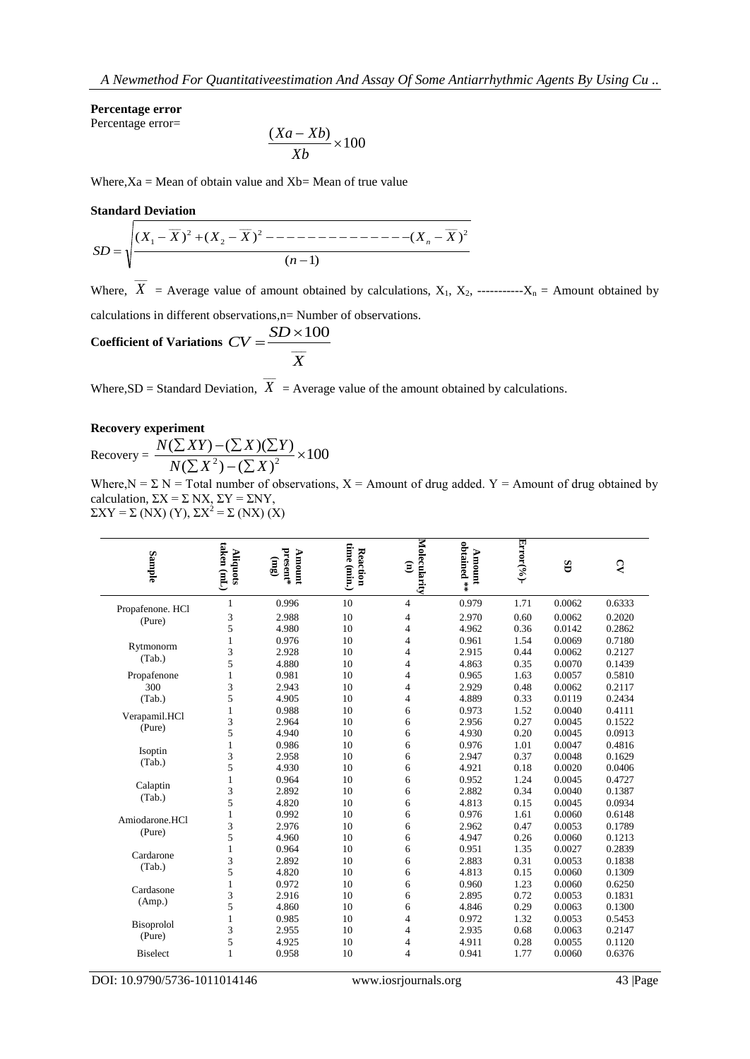**Percentage error**

Percentage error=

$$\frac{(Xa - Xb)}{Xb} \times 100$$

Where,Xa = Mean of obtain value and Xb= Mean of true value

**Standard Deviation**

$$SD = \sqrt{\frac{(X_1 - \overline{X})^2 + (X_2 - \overline{X})^2 - - - - - - - - - - - - - - (X_n - \overline{X})^2}{(n-1)}}$$

Where, $\overline{X}$ = Average value of amount obtained by calculations, $X_1$, $X_2$, -----------$X_n$ = Amount obtained by calculations in different observations,n= Number of observations.

**Coefficient of Variations** $CV = \dfrac{SD \times 100}{\overline{X}}$

Where,SD = Standard Deviation, $\overline{X}$ = Average value of the amount obtained by calculations.

**Recovery experiment**

Recovery = $\dfrac{N(\sum XY) - (\sum X)(\sum Y)}{N(\sum X^2) - (\sum X)^2} \times 100$

Where,N = Σ N = Total number of observations, X = Amount of drug added. Y = Amount of drug obtained by calculation, ΣX = Σ NX, ΣY = ΣNY,
ΣXY = Σ (NX) (Y), $\Sigma X^2$ = Σ (NX) (X)

| Sample | Aliquots taken (mL) | Amount present* (mg) | Reaction time (min.) | Molecularity (n) | Amount obtained ** | Error(%)- | SD | CV |
|---|---|---|---|---|---|---|---|---|
| Propafenone. HCl (Pure) | 1 | 0.996 | 10 | 4 | 0.979 | 1.71 | 0.0062 | 0.6333 |
| | 3 | 2.988 | 10 | 4 | 2.970 | 0.60 | 0.0062 | 0.2020 |
| | 5 | 4.980 | 10 | 4 | 4.962 | 0.36 | 0.0142 | 0.2862 |
| Rytmonorm (Tab.) | 1 | 0.976 | 10 | 4 | 0.961 | 1.54 | 0.0069 | 0.7180 |
| | 3 | 2.928 | 10 | 4 | 2.915 | 0.44 | 0.0062 | 0.2127 |
| | 5 | 4.880 | 10 | 4 | 4.863 | 0.35 | 0.0070 | 0.1439 |
| Propafenone 300 (Tab.) | 1 | 0.981 | 10 | 4 | 0.965 | 1.63 | 0.0057 | 0.5810 |
| | 3 | 2.943 | 10 | 4 | 2.929 | 0.48 | 0.0062 | 0.2117 |
| | 5 | 4.905 | 10 | 4 | 4.889 | 0.33 | 0.0119 | 0.2434 |
| Verapamil.HCl (Pure) | 1 | 0.988 | 10 | 6 | 0.973 | 1.52 | 0.0040 | 0.4111 |
| | 3 | 2.964 | 10 | 6 | 2.956 | 0.27 | 0.0045 | 0.1522 |
| | 5 | 4.940 | 10 | 6 | 4.930 | 0.20 | 0.0045 | 0.0913 |
| Isoptin (Tab.) | 1 | 0.986 | 10 | 6 | 0.976 | 1.01 | 0.0047 | 0.4816 |
| | 3 | 2.958 | 10 | 6 | 2.947 | 0.37 | 0.0048 | 0.1629 |
| | 5 | 4.930 | 10 | 6 | 4.921 | 0.18 | 0.0020 | 0.0406 |
| Calaptin (Tab.) | 1 | 0.964 | 10 | 6 | 0.952 | 1.24 | 0.0045 | 0.4727 |
| | 3 | 2.892 | 10 | 6 | 2.882 | 0.34 | 0.0040 | 0.1387 |
| | 5 | 4.820 | 10 | 6 | 4.813 | 0.15 | 0.0045 | 0.0934 |
| Amiodarone.HCl (Pure) | 1 | 0.992 | 10 | 6 | 0.976 | 1.61 | 0.0060 | 0.6148 |
| | 3 | 2.976 | 10 | 6 | 2.962 | 0.47 | 0.0053 | 0.1789 |
| | 5 | 4.960 | 10 | 6 | 4.947 | 0.26 | 0.0060 | 0.1213 |
| Cardarone (Tab.) | 1 | 0.964 | 10 | 6 | 0.951 | 1.35 | 0.0027 | 0.2839 |
| | 3 | 2.892 | 10 | 6 | 2.883 | 0.31 | 0.0053 | 0.1838 |
| | 5 | 4.820 | 10 | 6 | 4.813 | 0.15 | 0.0060 | 0.1309 |
| Cardasone (Amp.) | 1 | 0.972 | 10 | 6 | 0.960 | 1.23 | 0.0060 | 0.6250 |
| | 3 | 2.916 | 10 | 6 | 2.895 | 0.72 | 0.0053 | 0.1831 |
| | 5 | 4.860 | 10 | 6 | 4.846 | 0.29 | 0.0063 | 0.1300 |
| Bisoprolol (Pure) | 1 | 0.985 | 10 | 4 | 0.972 | 1.32 | 0.0053 | 0.5453 |
| | 3 | 2.955 | 10 | 4 | 2.935 | 0.68 | 0.0063 | 0.2147 |
| | 5 | 4.925 | 10 | 4 | 4.911 | 0.28 | 0.0055 | 0.1120 |
| Biselect | 1 | 0.958 | 10 | 4 | 0.941 | 1.77 | 0.0060 | 0.6376 |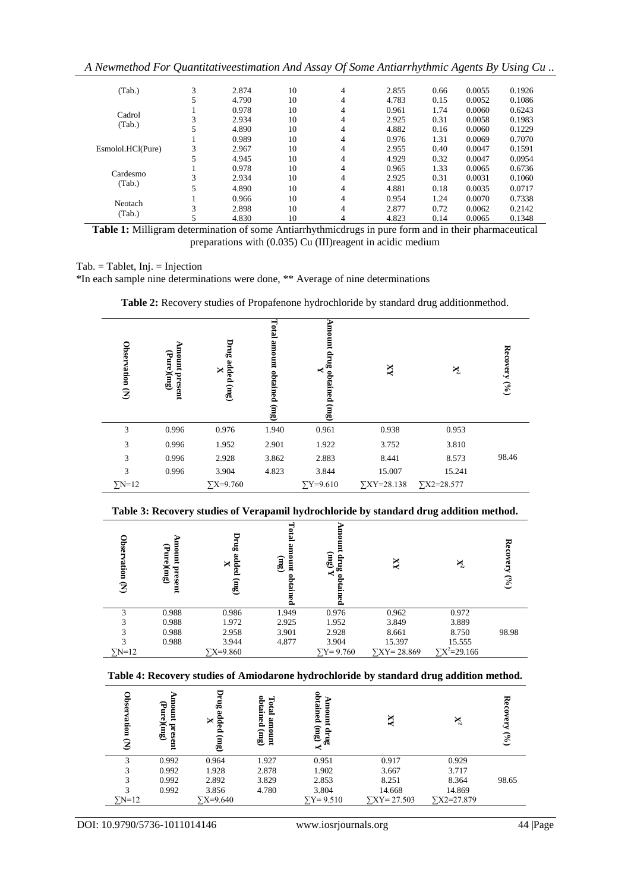| (Tab.) | 3 | 2.874 | 10 | 4 | 2.855 | 0.66 | 0.0055 | 0.1926 |
|---|---|---|---|---|---|---|---|---|
| | 5 | 4.790 | 10 | 4 | 4.783 | 0.15 | 0.0052 | 0.1086 |
| Cadrol (Tab.) | 1 | 0.978 | 10 | 4 | 0.961 | 1.74 | 0.0060 | 0.6243 |
| | 3 | 2.934 | 10 | 4 | 2.925 | 0.31 | 0.0058 | 0.1983 |
| | 5 | 4.890 | 10 | 4 | 4.882 | 0.16 | 0.0060 | 0.1229 |
| Esmolol.HCl(Pure) | 1 | 0.989 | 10 | 4 | 0.976 | 1.31 | 0.0069 | 0.7070 |
| | 3 | 2.967 | 10 | 4 | 2.955 | 0.40 | 0.0047 | 0.1591 |
| | 5 | 4.945 | 10 | 4 | 4.929 | 0.32 | 0.0047 | 0.0954 |
| Cardesmo (Tab.) | 1 | 0.978 | 10 | 4 | 0.965 | 1.33 | 0.0065 | 0.6736 |
| | 3 | 2.934 | 10 | 4 | 2.925 | 0.31 | 0.0031 | 0.1060 |
| | 5 | 4.890 | 10 | 4 | 4.881 | 0.18 | 0.0035 | 0.0717 |
| Neotach (Tab.) | 1 | 0.966 | 10 | 4 | 0.954 | 1.24 | 0.0070 | 0.7338 |
| | 3 | 2.898 | 10 | 4 | 2.877 | 0.72 | 0.0062 | 0.2142 |
| | 5 | 4.830 | 10 | 4 | 4.823 | 0.14 | 0.0065 | 0.1348 |

**Table 1:** Milligram determination of some Antiarrhythmicdrugs in pure form and in their pharmaceutical preparations with (0.035) Cu (III)reagent in acidic medium

Tab. = Tablet, Inj. = Injection

*In each sample nine determinations were done, ** Average of nine determinations

**Table 2:** Recovery studies of Propafenone hydrochloride by standard drug additionmethod.

| Observation (N) | Amount present (Pure)(mg) | Drug added (mg) X | Total amount obtained (mg) | Amount drug obtained (mg) Y | XY | $X^2$ | Recovery (%) |
|---|---|---|---|---|---|---|---|
| 3 | 0.996 | 0.976 | 1.940 | 0.961 | 0.938 | 0.953 | |
| 3 | 0.996 | 1.952 | 2.901 | 1.922 | 3.752 | 3.810 | |
| 3 | 0.996 | 2.928 | 3.862 | 2.883 | 8.441 | 8.573 | 98.46 |
| 3 | 0.996 | 3.904 | 4.823 | 3.844 | 15.007 | 15.241 | |
| ∑N=12 | | ∑X=9.760 | | ∑Y=9.610 | ∑XY=28.138 | ∑X2=28.577 | |

**Table 3: Recovery studies of Verapamil hydrochloride by standard drug addition method.**

| Observation (N) | Amount present (Pure)(mg) | Drug added (mg) X | Total amount obtained (mg) | Amount drug obtained (mg) Y | XY | $X^2$ | Recovery (%) |
|---|---|---|---|---|---|---|---|
| 3 | 0.988 | 0.986 | 1.949 | 0.976 | 0.962 | 0.972 | |
| 3 | 0.988 | 1.972 | 2.925 | 1.952 | 3.849 | 3.889 | |
| 3 | 0.988 | 2.958 | 3.901 | 2.928 | 8.661 | 8.750 | 98.98 |
| 3 | 0.988 | 3.944 | 4.877 | 3.904 | 15.397 | 15.555 | |
| ∑N=12 | | ∑X=9.860 | | ∑Y= 9.760 | ∑XY= 28.869 | $\sum X^2$=29.166 | |

**Table 4: Recovery studies of Amiodarone hydrochloride by standard drug addition method.**

| Observation (N) | Amount present (Pure)(mg) | Drug added (mg) X | Total amount obtained (mg) | Amount drug obtained (mg) Y | XY | $X^2$ | Recovery (%) |
|---|---|---|---|---|---|---|---|
| 3 | 0.992 | 0.964 | 1.927 | 0.951 | 0.917 | 0.929 | |
| 3 | 0.992 | 1.928 | 2.878 | 1.902 | 3.667 | 3.717 | |
| 3 | 0.992 | 2.892 | 3.829 | 2.853 | 8.251 | 8.364 | 98.65 |
| 3 | 0.992 | 3.856 | 4.780 | 3.804 | 14.668 | 14.869 | |
| ∑N=12 | | ∑X=9.640 | | ∑Y= 9.510 | ∑XY= 27.503 | ∑X2=27.879 | |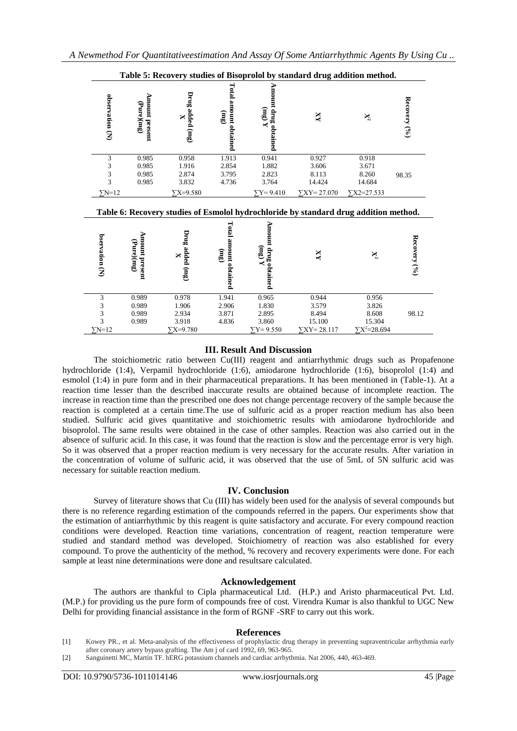**Table 5: Recovery studies of Bisoprolol by standard drug addition method.**

| observation (N) | Amount present (Pure)(mg) | Drug added (mg) X | Total amount obtained (mg) | Amount drug obtained (mg) Y | XY | $X^2$ | Recovery (%) |
|---|---|---|---|---|---|---|---|
| 3 | 0.985 | 0.958 | 1.913 | 0.941 | 0.927 | 0.918 | |
| 3 | 0.985 | 1.916 | 2.854 | 1.882 | 3.606 | 3.671 | |
| 3 | 0.985 | 2.874 | 3.795 | 2.823 | 8.113 | 8.260 | 98.35 |
| 3 | 0.985 | 3.832 | 4.736 | 3.764 | 14.424 | 14.684 | |
| $\sum N=12$ | | $\sum X=9.580$ | | $\sum Y= 9.410$ | $\sum XY= 27.070$ | $\sum X2=27.533$ | |

**Table 6: Recovery studies of Esmolol hydrochloride by standard drug addition method.**

| bservation (N) | Amount present (Pure)(mg) | Drug added (mg) X | Total amount obtained (mg) | Amount drug obtained (mg) Y | XY | $X^2$ | Recovery (%) |
|---|---|---|---|---|---|---|---|
| 3 | 0.989 | 0.978 | 1.941 | 0.965 | 0.944 | 0.956 | |
| 3 | 0.989 | 1.906 | 2.906 | 1.830 | 3.579 | 3.826 | |
| 3 | 0.989 | 2.934 | 3.871 | 2.895 | 8.494 | 8.608 | 98.12 |
| 3 | 0.989 | 3.918 | 4.836 | 3.860 | 15.100 | 15.304 | |
| $\sum N=12$ | | $\sum X=9.780$ | | $\sum Y= 9.550$ | $\sum XY= 28.117$ | $\sum X^2=28.694$ | |

## III. Result And Discussion

The stoichiometric ratio between Cu(III) reagent and antiarrhythmic drugs such as Propafenone hydrochloride (1:4), Verpamil hydrochloride (1:6), amiodarone hydrochloride (1:6), bisoprolol (1:4) and esmolol (1:4) in pure form and in their pharmaceutical preparations. It has been mentioned in (Table-1). At a reaction time lesser than the described inaccurate results are obtained because of incomplete reaction. The increase in reaction time than the prescribed one does not change percentage recovery of the sample because the reaction is completed at a certain time.The use of sulfuric acid as a proper reaction medium has also been studied. Sulfuric acid gives quantitative and stoichiometric results with amiodarone hydrochloride and bisoprolol. The same results were obtained in the case of other samples. Reaction was also carried out in the absence of sulfuric acid. In this case, it was found that the reaction is slow and the percentage error is very high. So it was observed that a proper reaction medium is very necessary for the accurate results. After variation in the concentration of volume of sulfuric acid, it was observed that the use of 5mL of 5N sulfuric acid was necessary for suitable reaction medium.

## IV. Conclusion

Survey of literature shows that Cu (III) has widely been used for the analysis of several compounds but there is no reference regarding estimation of the compounds referred in the papers. Our experiments show that the estimation of antiarrhythmic by this reagent is quite satisfactory and accurate. For every compound reaction conditions were developed. Reaction time variations, concentration of reagent, reaction temperature were studied and standard method was developed. Stoichiometry of reaction was also established for every compound. To prove the authenticity of the method, % recovery and recovery experiments were done. For each sample at least nine determinations were done and resultsare calculated.

## Acknowledgement

The authors are thankful to Cipla pharmaceutical Ltd. (H.P.) and Aristo pharmaceutical Pvt. Ltd. (M.P.) for providing us the pure form of compounds free of cost. Virendra Kumar is also thankful to UGC New Delhi for providing financial assistance in the form of RGNF -SRF to carry out this work.

## References

[1] Kowey PR., et al. Meta-analysis of the effectiveness of prophylactic drug therapy in preventing supraventricular arrhythmia early after coronary artery bypass grafting. The Am j of card 1992, 69, 963-965.

[2] Sanguinetti MC, Martin TF. hERG potassium channels and cardiac arrhythmia. Nat 2006, 440, 463-469.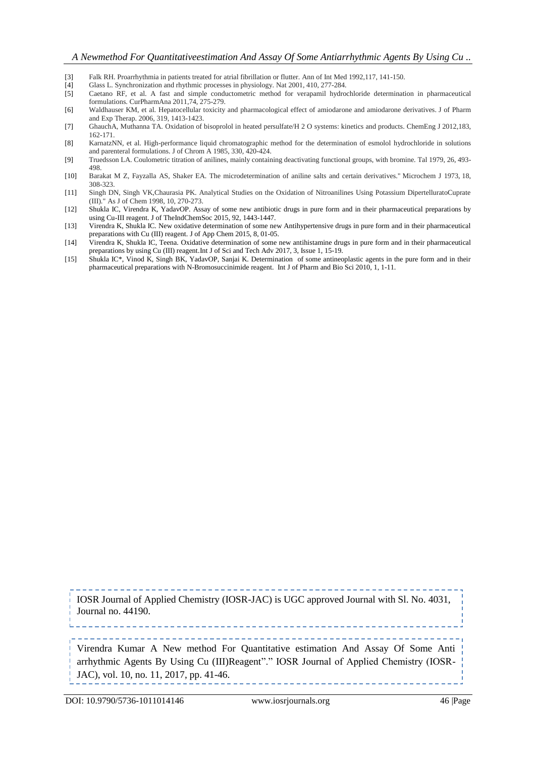[3] Falk RH. Proarrhythmia in patients treated for atrial fibrillation or flutter. Ann of Int Med 1992,117, 141-150.

[4] Glass L. Synchronization and rhythmic processes in physiology. Nat 2001, 410, 277-284.

[5] Caetano RF, et al. A fast and simple conductometric method for verapamil hydrochloride determination in pharmaceutical formulations. CurPharmAna 2011,74, 275-279.

[6] Waldhauser KM, et al. Hepatocellular toxicity and pharmacological effect of amiodarone and amiodarone derivatives. J of Pharm and Exp Therap. 2006, 319, 1413-1423.

[7] GhauchA, Muthanna TA. Oxidation of bisoprolol in heated persulfate/H 2 O systems: kinetics and products. ChemEng J 2012,183, 162-171.

[8] KarnatzNN, et al. High-performance liquid chromatographic method for the determination of esmolol hydrochloride in solutions and parenteral formulations. J of Chrom A 1985, 330, 420-424.

[9] Truedsson LA. Coulometric titration of anilines, mainly containing deactivating functional groups, with bromine. Tal 1979, 26, 493-498.

[10] Barakat M Z, Fayzalla AS, Shaker EA. The microdetermination of aniline salts and certain derivatives." Microchem J 1973, 18, 308-323.

[11] Singh DN, Singh VK,Chaurasia PK. Analytical Studies on the Oxidation of Nitroanilines Using Potassium DipertelluratoCuprate (III)." As J of Chem 1998, 10, 270-273.

[12] Shukla IC, Virendra K, YadavOP. Assay of some new antibiotic drugs in pure form and in their pharmaceutical preparations by using Cu-III reagent. J of TheIndChemSoc 2015, 92, 1443-1447.

[13] Virendra K, Shukla IC. New oxidative determination of some new Antihypertensive drugs in pure form and in their pharmaceutical preparations with Cu (III) reagent. J of App Chem 2015, 8, 01-05.

[14] Virendra K, Shukla IC, Teena. Oxidative determination of some new antihistamine drugs in pure form and in their pharmaceutical preparations by using Cu (III) reagent.Int J of Sci and Tech Adv 2017, 3, Issue 1, 15-19.

[15] Shukla IC*, Vinod K, Singh BK, YadavOP, Sanjai K. Determination of some antineoplastic agents in the pure form and in their pharmaceutical preparations with N-Bromosuccinimide reagent. Int J of Pharm and Bio Sci 2010, 1, 1-11.

IOSR Journal of Applied Chemistry (IOSR-JAC) is UGC approved Journal with Sl. No. 4031, Journal no. 44190.

Virendra Kumar A New method For Quantitative estimation And Assay Of Some Anti arrhythmic Agents By Using Cu (III)Reagent"." IOSR Journal of Applied Chemistry (IOSR-JAC), vol. 10, no. 11, 2017, pp. 41-46.